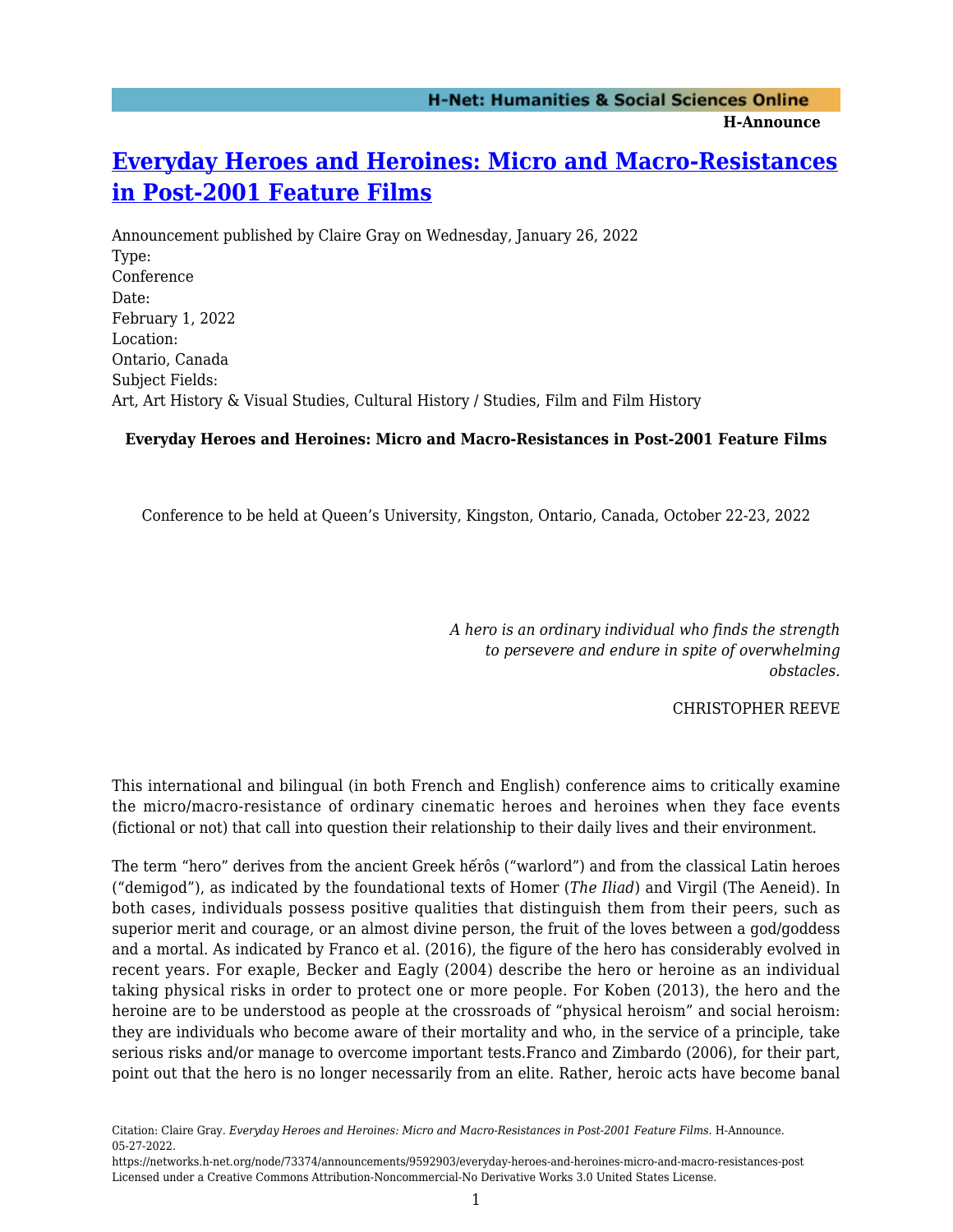# [Everyday Heroes and Heroines: Micro and Macro-Resistances in Post-2001 Feature Films](https://networks.h-net.org/node/73374/announcements/9592903/everyday-heroes-and-heroines-micro-and-macro-resistances-post)

Announcement published by Claire Gray on Wednesday, January 26, 2022

Type:
Conference

Date:
February 1, 2022

Location:
Ontario, Canada

Subject Fields:
Art, Art History & Visual Studies, Cultural History / Studies, Film and Film History

**Everyday Heroes and Heroines: Micro and Macro-Resistances in Post-2001 Feature Films**

Conference to be held at Queen's University, Kingston, Ontario, Canada, October 22-23, 2022

*A hero is an ordinary individual who finds the strength to persevere and endure in spite of overwhelming obstacles.*

CHRISTOPHER REEVE

This international and bilingual (in both French and English) conference aims to critically examine the micro/macro-resistance of ordinary cinematic heroes and heroines when they face events (fictional or not) that call into question their relationship to their daily lives and their environment.

The term "hero" derives from the ancient Greek hḗrôs ("warlord") and from the classical Latin heroes ("demigod"), as indicated by the foundational texts of Homer (*The Iliad*) and Virgil (The Aeneid). In both cases, individuals possess positive qualities that distinguish them from their peers, such as superior merit and courage, or an almost divine person, the fruit of the loves between a god/goddess and a mortal. As indicated by Franco et al. (2016), the figure of the hero has considerably evolved in recent years. For exaple, Becker and Eagly (2004) describe the hero or heroine as an individual taking physical risks in order to protect one or more people. For Koben (2013), the hero and the heroine are to be understood as people at the crossroads of "physical heroism" and social heroism: they are individuals who become aware of their mortality and who, in the service of a principle, take serious risks and/or manage to overcome important tests.Franco and Zimbardo (2006), for their part, point out that the hero is no longer necessarily from an elite. Rather, heroic acts have become banal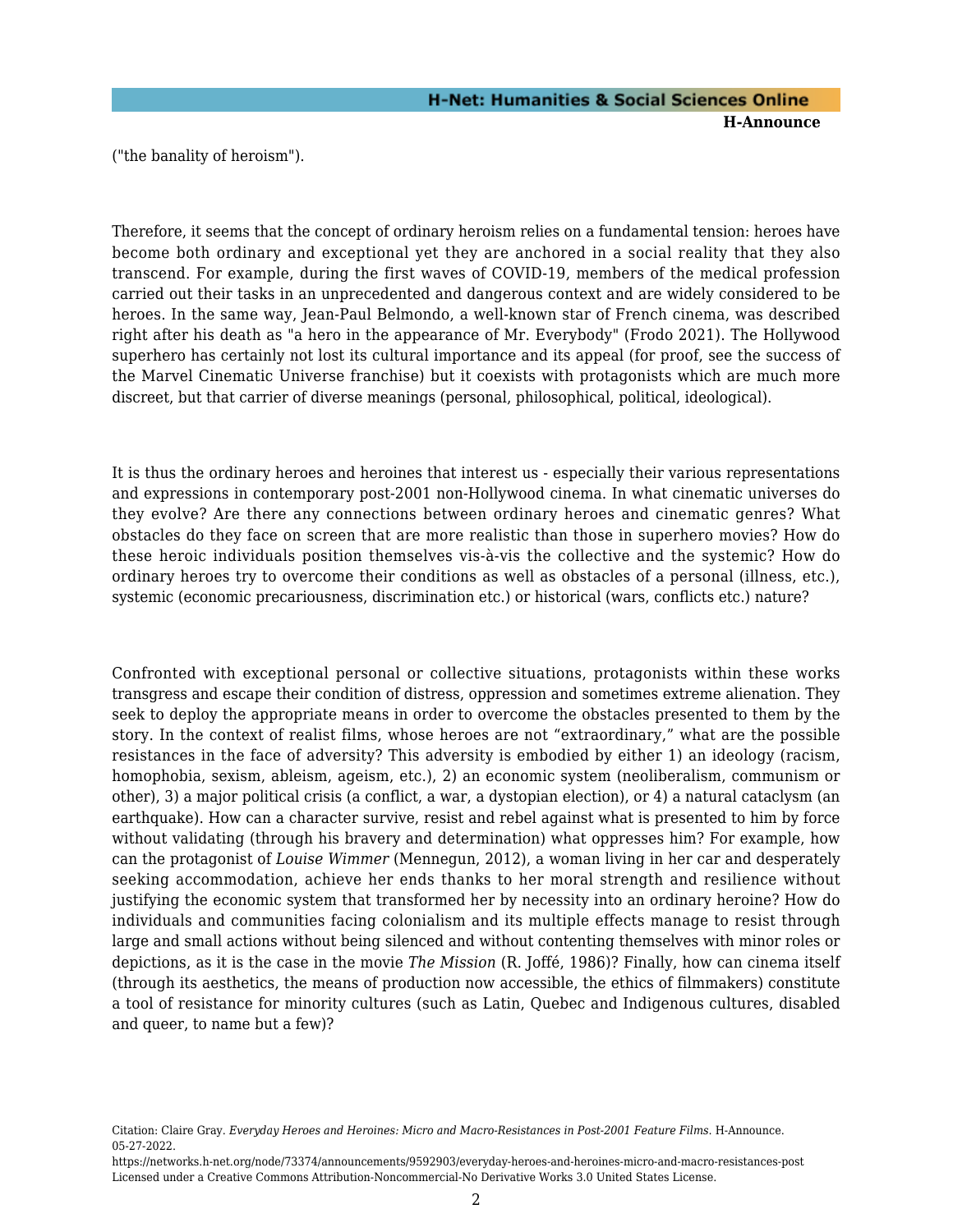("the banality of heroism").

Therefore, it seems that the concept of ordinary heroism relies on a fundamental tension: heroes have become both ordinary and exceptional yet they are anchored in a social reality that they also transcend. For example, during the first waves of COVID-19, members of the medical profession carried out their tasks in an unprecedented and dangerous context and are widely considered to be heroes. In the same way, Jean-Paul Belmondo, a well-known star of French cinema, was described right after his death as "a hero in the appearance of Mr. Everybody" (Frodo 2021). The Hollywood superhero has certainly not lost its cultural importance and its appeal (for proof, see the success of the Marvel Cinematic Universe franchise) but it coexists with protagonists which are much more discreet, but that carrier of diverse meanings (personal, philosophical, political, ideological).

It is thus the ordinary heroes and heroines that interest us - especially their various representations and expressions in contemporary post-2001 non-Hollywood cinema. In what cinematic universes do they evolve? Are there any connections between ordinary heroes and cinematic genres? What obstacles do they face on screen that are more realistic than those in superhero movies? How do these heroic individuals position themselves vis-à-vis the collective and the systemic? How do ordinary heroes try to overcome their conditions as well as obstacles of a personal (illness, etc.), systemic (economic precariousness, discrimination etc.) or historical (wars, conflicts etc.) nature?

Confronted with exceptional personal or collective situations, protagonists within these works transgress and escape their condition of distress, oppression and sometimes extreme alienation. They seek to deploy the appropriate means in order to overcome the obstacles presented to them by the story. In the context of realist films, whose heroes are not "extraordinary," what are the possible resistances in the face of adversity? This adversity is embodied by either 1) an ideology (racism, homophobia, sexism, ableism, ageism, etc.), 2) an economic system (neoliberalism, communism or other), 3) a major political crisis (a conflict, a war, a dystopian election), or 4) a natural cataclysm (an earthquake). How can a character survive, resist and rebel against what is presented to him by force without validating (through his bravery and determination) what oppresses him? For example, how can the protagonist of *Louise Wimmer* (Mennegun, 2012), a woman living in her car and desperately seeking accommodation, achieve her ends thanks to her moral strength and resilience without justifying the economic system that transformed her by necessity into an ordinary heroine? How do individuals and communities facing colonialism and its multiple effects manage to resist through large and small actions without being silenced and without contenting themselves with minor roles or depictions, as it is the case in the movie *The Mission* (R. Joffé, 1986)? Finally, how can cinema itself (through its aesthetics, the means of production now accessible, the ethics of filmmakers) constitute a tool of resistance for minority cultures (such as Latin, Quebec and Indigenous cultures, disabled and queer, to name but a few)?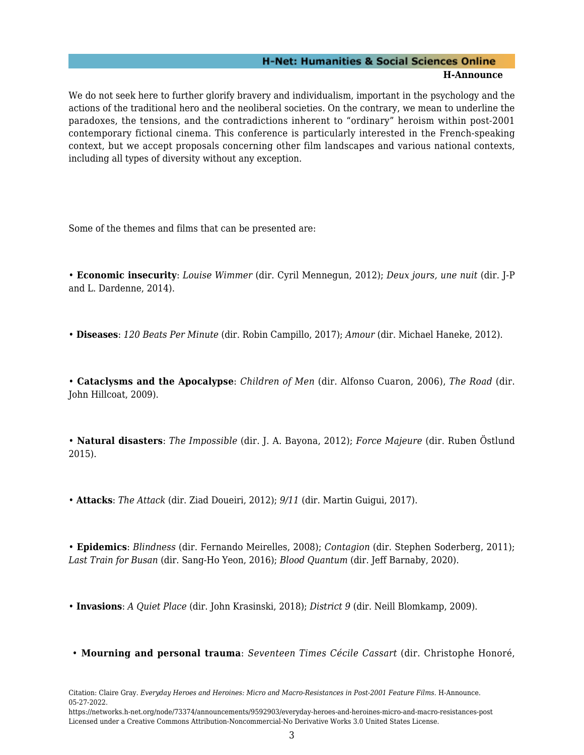We do not seek here to further glorify bravery and individualism, important in the psychology and the actions of the traditional hero and the neoliberal societies. On the contrary, we mean to underline the paradoxes, the tensions, and the contradictions inherent to "ordinary" heroism within post-2001 contemporary fictional cinema. This conference is particularly interested in the French-speaking context, but we accept proposals concerning other film landscapes and various national contexts, including all types of diversity without any exception.

Some of the themes and films that can be presented are:

• **Economic insecurity**: *Louise Wimmer* (dir. Cyril Mennegun, 2012); *Deux jours, une nuit* (dir. J-P and L. Dardenne, 2014).

• **Diseases**: *120 Beats Per Minute* (dir. Robin Campillo, 2017); *Amour* (dir. Michael Haneke, 2012).

• **Cataclysms and the Apocalypse**: *Children of Men* (dir. Alfonso Cuaron, 2006), *The Road* (dir. John Hillcoat, 2009).

• **Natural disasters**: *The Impossible* (dir. J. A. Bayona, 2012); *Force Majeure* (dir. Ruben Östlund 2015).

• **Attacks**: *The Attack* (dir. Ziad Doueiri, 2012); *9/11* (dir. Martin Guigui, 2017).

• **Epidemics**: *Blindness* (dir. Fernando Meirelles, 2008); *Contagion* (dir. Stephen Soderberg, 2011); *Last Train for Busan* (dir. Sang-Ho Yeon, 2016); *Blood Quantum* (dir. Jeff Barnaby, 2020).

• **Invasions**: *A Quiet Place* (dir. John Krasinski, 2018); *District 9* (dir. Neill Blomkamp, 2009).

• **Mourning and personal trauma**: *Seventeen Times Cécile Cassart* (dir. Christophe Honoré,

Citation: Claire Gray. *Everyday Heroes and Heroines: Micro and Macro-Resistances in Post-2001 Feature Films*. H-Announce. 05-27-2022.
https://networks.h-net.org/node/73374/announcements/9592903/everyday-heroes-and-heroines-micro-and-macro-resistances-post
Licensed under a Creative Commons Attribution-Noncommercial-No Derivative Works 3.0 United States License.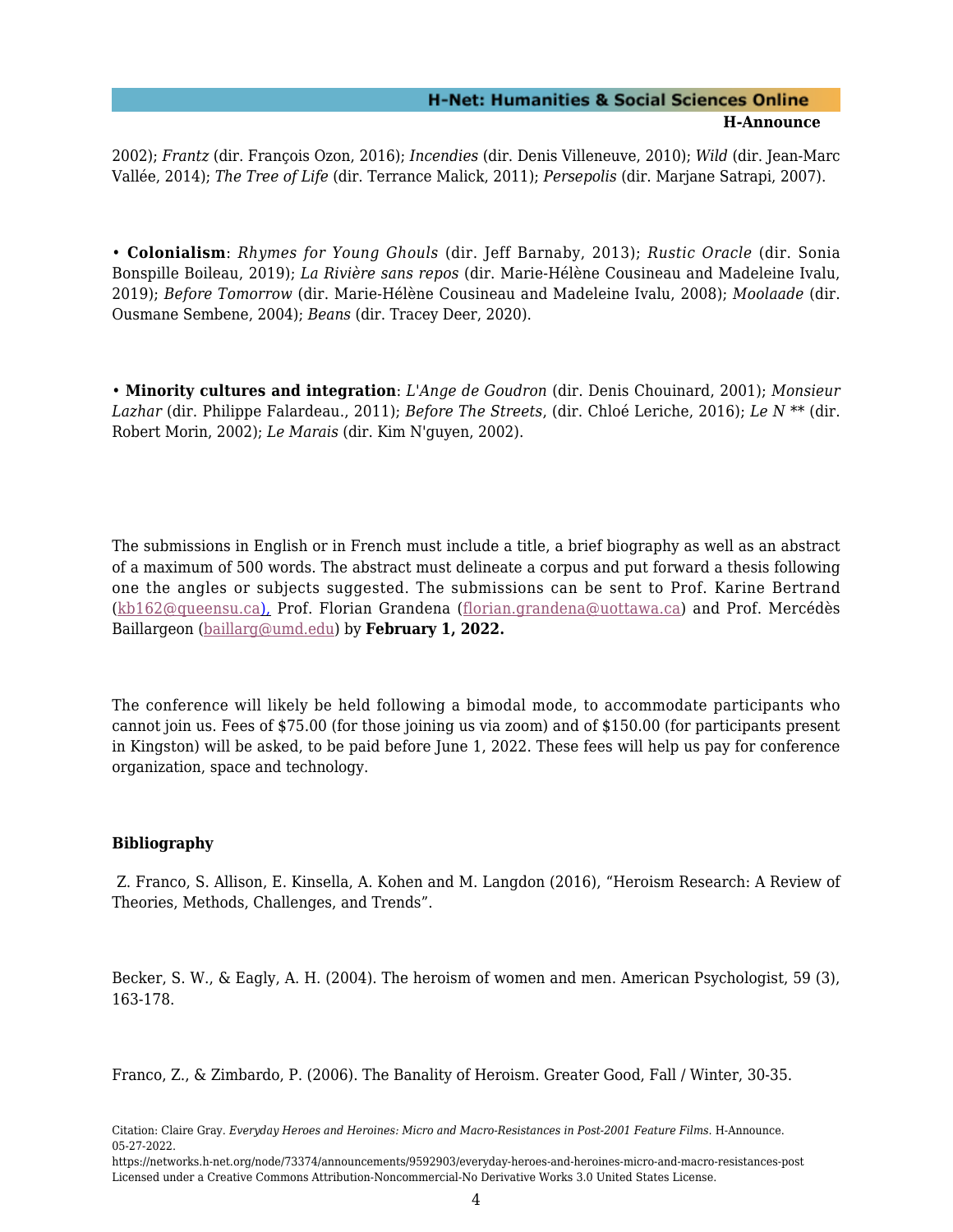2002); *Frantz* (dir. François Ozon, 2016); *Incendies* (dir. Denis Villeneuve, 2010); *Wild* (dir. Jean-Marc Vallée, 2014); *The Tree of Life* (dir. Terrance Malick, 2011); *Persepolis* (dir. Marjane Satrapi, 2007).

• **Colonialism**: *Rhymes for Young Ghouls* (dir. Jeff Barnaby, 2013); *Rustic Oracle* (dir. Sonia Bonspille Boileau, 2019); *La Rivière sans repos* (dir. Marie-Hélène Cousineau and Madeleine Ivalu, 2019); *Before Tomorrow* (dir. Marie-Hélène Cousineau and Madeleine Ivalu, 2008); *Moolaade* (dir. Ousmane Sembene, 2004); *Beans* (dir. Tracey Deer, 2020).

• **Minority cultures and integration**: *L'Ange de Goudron* (dir. Denis Chouinard, 2001); *Monsieur Lazhar* (dir. Philippe Falardeau., 2011); *Before The Streets*, (dir. Chloé Leriche, 2016); *Le N* ** (dir. Robert Morin, 2002); *Le Marais* (dir. Kim N'guyen, 2002).

The submissions in English or in French must include a title, a brief biography as well as an abstract of a maximum of 500 words. The abstract must delineate a corpus and put forward a thesis following one the angles or subjects suggested. The submissions can be sent to Prof. Karine Bertrand (kb162@queensu.ca), Prof. Florian Grandena (florian.grandena@uottawa.ca) and Prof. Mercédès Baillargeon (baillarg@umd.edu) by **February 1, 2022.**

The conference will likely be held following a bimodal mode, to accommodate participants who cannot join us. Fees of $75.00 (for those joining us via zoom) and of $150.00 (for participants present in Kingston) will be asked, to be paid before June 1, 2022. These fees will help us pay for conference organization, space and technology.

**Bibliography**

Z. Franco, S. Allison, E. Kinsella, A. Kohen and M. Langdon (2016), "Heroism Research: A Review of Theories, Methods, Challenges, and Trends".

Becker, S. W., & Eagly, A. H. (2004). The heroism of women and men. American Psychologist, 59 (3), 163-178.

Franco, Z., & Zimbardo, P. (2006). The Banality of Heroism. Greater Good, Fall / Winter, 30-35.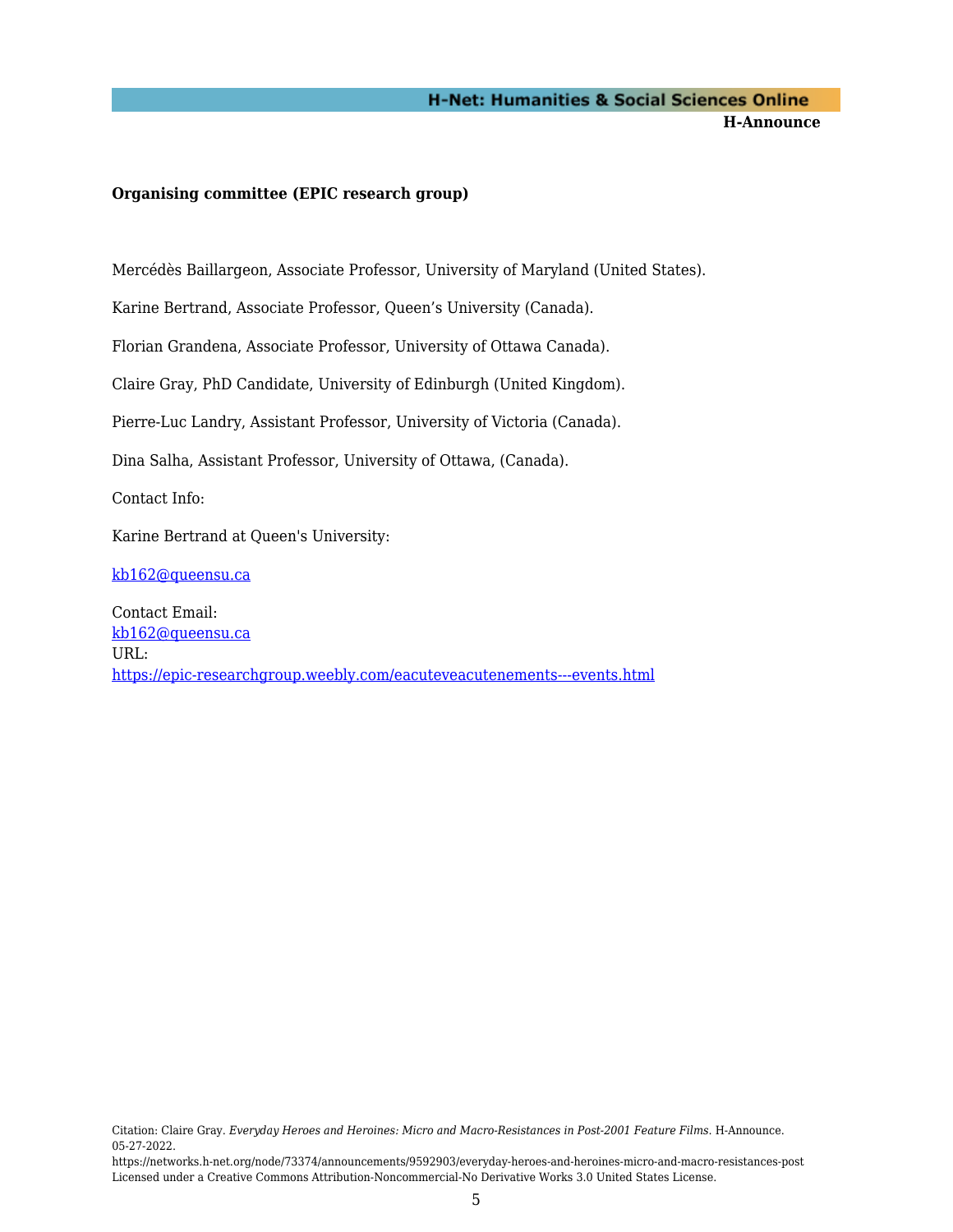**Organising committee (EPIC research group)**

Mercédès Baillargeon, Associate Professor, University of Maryland (United States).

Karine Bertrand, Associate Professor, Queen’s University (Canada).

Florian Grandena, Associate Professor, University of Ottawa Canada).

Claire Gray, PhD Candidate, University of Edinburgh (United Kingdom).

Pierre-Luc Landry, Assistant Professor, University of Victoria (Canada).

Dina Salha, Assistant Professor, University of Ottawa, (Canada).

Contact Info:

Karine Bertrand at Queen's University:

kb162@queensu.ca

Contact Email:
kb162@queensu.ca
URL:
https://epic-researchgroup.weebly.com/eacuteveacutenements---events.html

Citation: Claire Gray. *Everyday Heroes and Heroines: Micro and Macro-Resistances in Post-2001 Feature Films*. H-Announce. 05-27-2022.
https://networks.h-net.org/node/73374/announcements/9592903/everyday-heroes-and-heroines-micro-and-macro-resistances-post
Licensed under a Creative Commons Attribution-Noncommercial-No Derivative Works 3.0 United States License.